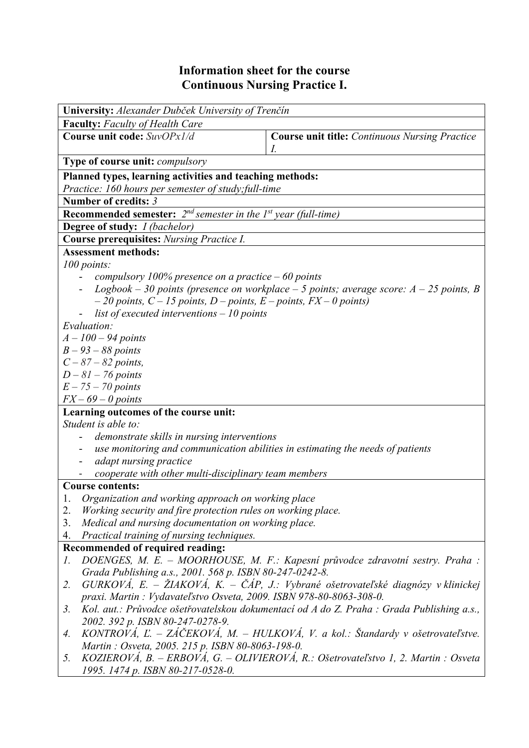# Information sheet for the course
# Continuous Nursing Practice I.

**University:** *Alexander Dubček University of Trenčín*

**Faculty:** *Faculty of Health Care*

| **Course unit code:** *SuvOPx1/d* | **Course unit title:** *Continuous Nursing Practice I.* |
|---|---|

**Type of course unit:** *compulsory*

**Planned types, learning activities and teaching methods:**
*Practice: 160 hours per semester of study;full-time*

**Number of credits:** *3*

**Recommended semester:** *2nd semester in the 1st year (full-time)*

**Degree of study:** *I (bachelor)*

**Course prerequisites:** *Nursing Practice I.*

**Assessment methods:**
*100 points:*
- *compulsory 100% presence on a practice – 60 points*
- *Logbook – 30 points (presence on workplace – 5 points; average score: A – 25 points, B – 20 points, C – 15 points, D – points, E – points, FX – 0 points)*
- *list of executed interventions – 10 points*

*Evaluation:*
*A – 100 – 94 points*
*B – 93 – 88 points*
*C – 87 – 82 points,*
*D – 81 – 76 points*
*E – 75 – 70 points*
*FX – 69 – 0 points*

**Learning outcomes of the course unit:**
*Student is able to:*
- *demonstrate skills in nursing interventions*
- *use monitoring and communication abilities in estimating the needs of patients*
- *adapt nursing practice*
- *cooperate with other multi-disciplinary team members*

**Course contents:**
1. *Organization and working approach on working place*
2. *Working security and fire protection rules on working place.*
3. *Medical and nursing documentation on working place.*
4. *Practical training of nursing techniques.*

**Recommended of required reading:**
1. *DOENGES, M. E. – MOORHOUSE, M. F.: Kapesní průvodce zdravotní sestry. Praha : Grada Publishing a.s., 2001. 568 p. ISBN 80-247-0242-8.*
2. *GURKOVÁ, E. – ŽIAKOVÁ, K. – ČÁP, J.: Vybrané ošetrovateľské diagnózy v klinickej praxi. Martin : Vydavateľstvo Osveta, 2009. ISBN 978-80-8063-308-0.*
3. *Kol. aut.: Průvodce ošetřovatelskou dokumentací od A do Z. Praha : Grada Publishing a.s., 2002. 392 p. ISBN 80-247-0278-9.*
4. *KONTROVÁ, Ľ. – ZÁČEKOVÁ, M. – HULKOVÁ, V. a kol.: Štandardy v ošetrovateľstve. Martin : Osveta, 2005. 215 p. ISBN 80-8063-198-0.*
5. *KOZIEROVÁ, B. – ERBOVÁ, G. – OLIVIEROVÁ, R.: Ošetrovateľstvo 1, 2. Martin : Osveta 1995. 1474 p. ISBN 80-217-0528-0.*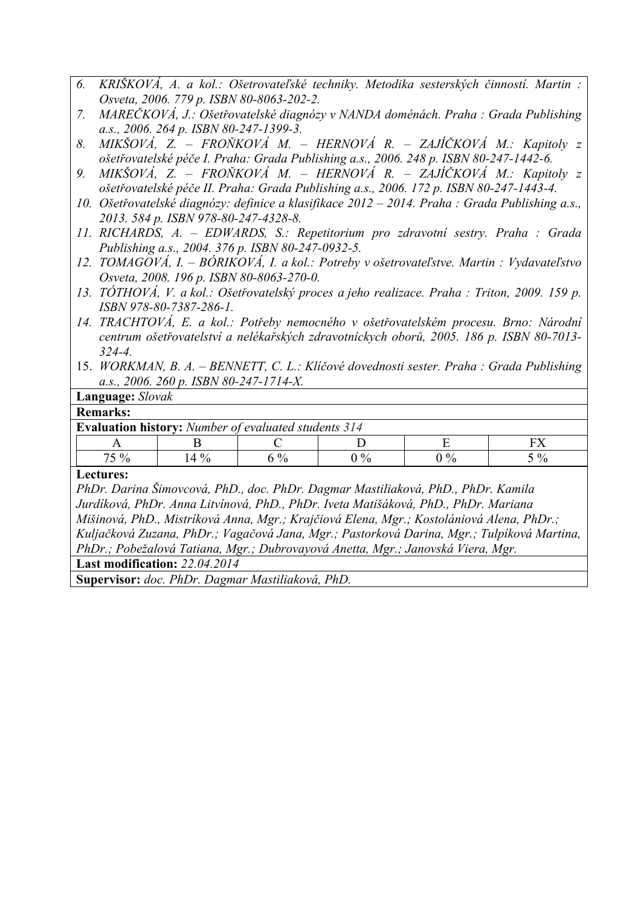6. *KRIŠKOVÁ, A. a kol.: Ošetrovateľské techniky. Metodika sesterských činností. Martin : Osveta, 2006. 779 p. ISBN 80-8063-202-2.*
7. *MAREČKOVÁ, J.: Ošetřovatelské diagnózy v NANDA doménách. Praha : Grada Publishing a.s., 2006. 264 p. ISBN 80-247-1399-3.*
8. *MIKŠOVÁ, Z. – FROŇKOVÁ M. – HERNOVÁ R. – ZAJÍČKOVÁ M.: Kapitoly z ošetřovatelské péče I. Praha: Grada Publishing a.s., 2006. 248 p. ISBN 80-247-1442-6.*
9. *MIKŠOVÁ, Z. – FROŇKOVÁ M. – HERNOVÁ R. – ZAJÍČKOVÁ M.: Kapitoly z ošetřovatelské péče II. Praha: Grada Publishing a.s., 2006. 172 p. ISBN 80-247-1443-4.*
10. *Ošetřovatelské diagnózy: definice a klasifikace 2012 – 2014. Praha : Grada Publishing a.s., 2013. 584 p. ISBN 978-80-247-4328-8.*
11. *RICHARDS, A. – EDWARDS, S.: Repetitorium pro zdravotní sestry. Praha : Grada Publishing a.s., 2004. 376 p. ISBN 80-247-0932-5.*
12. *TOMAGOVÁ, I. – BÓRIKOVÁ, I. a kol.: Potreby v ošetrovateľstve. Martin : Vydavateľstvo Osveta, 2008. 196 p. ISBN 80-8063-270-0.*
13. *TÓTHOVÁ, V. a kol.: Ošetřovatelský proces a jeho realizace. Praha : Triton, 2009. 159 p. ISBN 978-80-7387-286-1.*
14. *TRACHTOVÁ, E. a kol.: Potřeby nemocného v ošetřovatelském procesu. Brno: Národní centrum ošetřovatelství a nelékařských zdravotníckych oborů, 2005. 186 p. ISBN 80-7013-324-4.*
15. *WORKMAN, B. A. – BENNETT, C. L.: Klíčové dovednosti sester. Praha : Grada Publishing a.s., 2006. 260 p. ISBN 80-247-1714-X.*

**Language:** *Slovak*

**Remarks:**

**Evaluation history:** *Number of evaluated students 314*

| A | B | C | D | E | FX |
|---|---|---|---|---|---|
| 75 % | 14 % | 6 % | 0 % | 0 % | 5 % |

**Lectures:**

*PhDr. Darina Šimovcová, PhD., doc. PhDr. Dagmar Mastiliaková, PhD., PhDr. Kamila Jurdíková, PhDr. Anna Litvínová, PhD., PhDr. Iveta Matišáková, PhD., PhDr. Mariana Mišinová, PhD., Mistríková Anna, Mgr.; Krajčiová Elena, Mgr.; Kostolániová Alena, PhDr.; Kuljačková Zuzana, PhDr.; Vagačová Jana, Mgr.; Pastorková Darina, Mgr.; Tulpíková Martina, PhDr.; Pobežalová Tatiana, Mgr.; Dubrovayová Anetta, Mgr.; Janovská Viera, Mgr.*

**Last modification:** *22.04.2014*

**Supervisor:** *doc. PhDr. Dagmar Mastiliaková, PhD.*